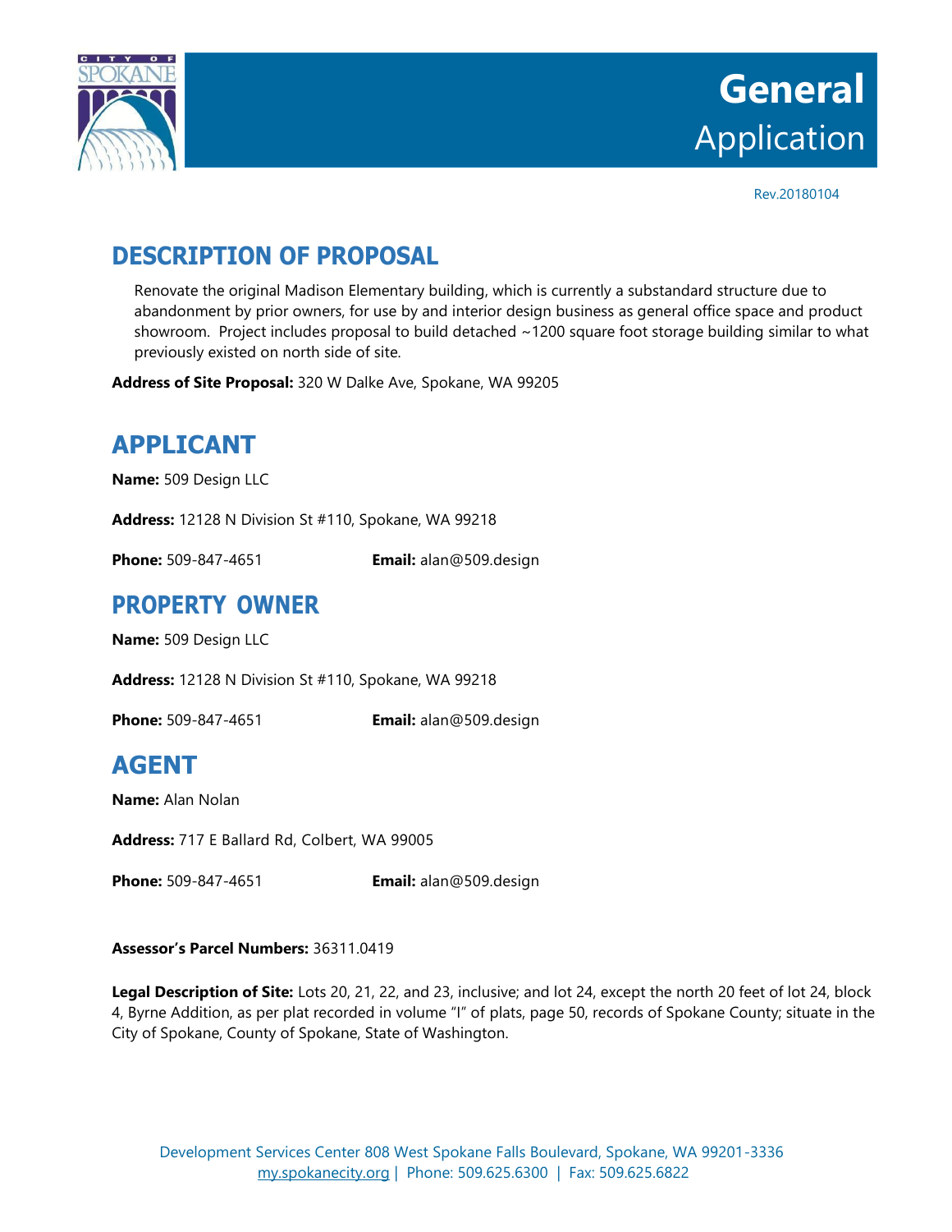# General Application

Rev.20180104

## DESCRIPTION OF PROPOSAL

Renovate the original Madison Elementary building, which is currently a substandard structure due to abandonment by prior owners, for use by and interior design business as general office space and product showroom. Project includes proposal to build detached ~1200 square foot storage building similar to what previously existed on north side of site.

**Address of Site Proposal:** 320 W Dalke Ave, Spokane, WA 99205

## APPLICANT

**Name:** 509 Design LLC

**Address:** 12128 N Division St #110, Spokane, WA 99218

**Phone:** 509-847-4651 **Email:** alan@509.design

## PROPERTY OWNER

**Name:** 509 Design LLC

**Address:** 12128 N Division St #110, Spokane, WA 99218

**Phone:** 509-847-4651 **Email:** alan@509.design

## AGENT

**Name:** Alan Nolan

**Address:** 717 E Ballard Rd, Colbert, WA 99005

**Phone:** 509-847-4651 **Email:** alan@509.design

**Assessor's Parcel Numbers:** 36311.0419

**Legal Description of Site:** Lots 20, 21, 22, and 23, inclusive; and lot 24, except the north 20 feet of lot 24, block 4, Byrne Addition, as per plat recorded in volume "I" of plats, page 50, records of Spokane County; situate in the City of Spokane, County of Spokane, State of Washington.

Development Services Center 808 West Spokane Falls Boulevard, Spokane, WA 99201-3336
my.spokanecity.org | Phone: 509.625.6300 | Fax: 509.625.6822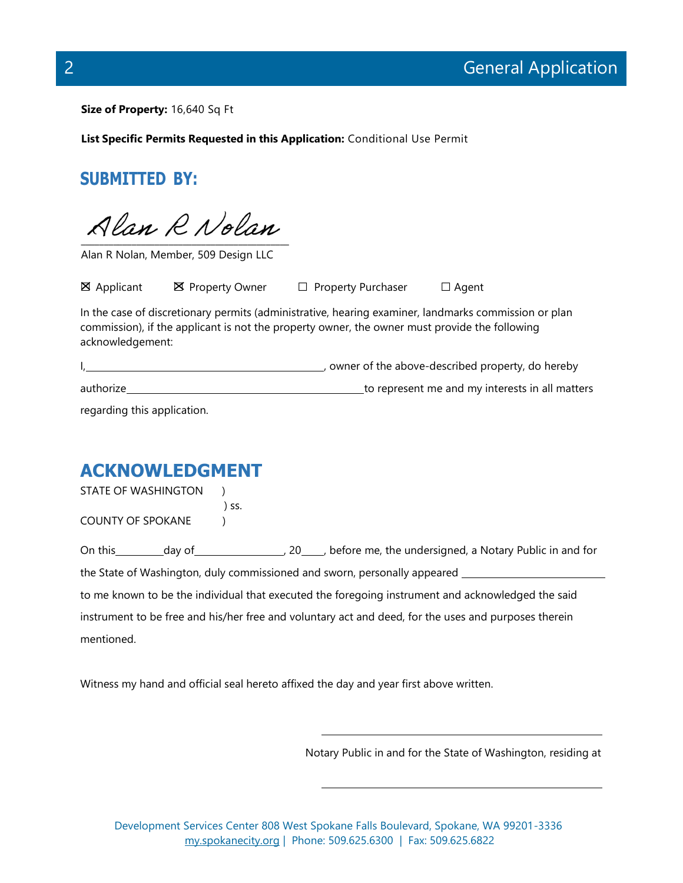**Size of Property:** 16,640 Sq Ft

**List Specific Permits Requested in this Application:** Conditional Use Permit

## SUBMITTED BY:

Alan R Nolan
_______________________________________

Alan R Nolan, Member, 509 Design LLC

☒ Applicant ☒ Property Owner ☐ Property Purchaser ☐ Agent

In the case of discretionary permits (administrative, hearing examiner, landmarks commission or plan commission), if the applicant is not the property owner, the owner must provide the following acknowledgement:

I,_______________________________________, owner of the above-described property, do hereby

authorize_______________________________________to represent me and my interests in all matters

regarding this application.

## ACKNOWLEDGMENT

STATE OF WASHINGTON )
) ss.
COUNTY OF SPOKANE )

On this________day of________________, 20____, before me, the undersigned, a Notary Public in and for

the State of Washington, duly commissioned and sworn, personally appeared _________________________

to me known to be the individual that executed the foregoing instrument and acknowledged the said

instrument to be free and his/her free and voluntary act and deed, for the uses and purposes therein

mentioned.

Witness my hand and official seal hereto affixed the day and year first above written.

_______________________________________

Notary Public in and for the State of Washington, residing at

_______________________________________

Development Services Center 808 West Spokane Falls Boulevard, Spokane, WA 99201-3336
my.spokanecity.org | Phone: 509.625.6300 | Fax: 509.625.6822